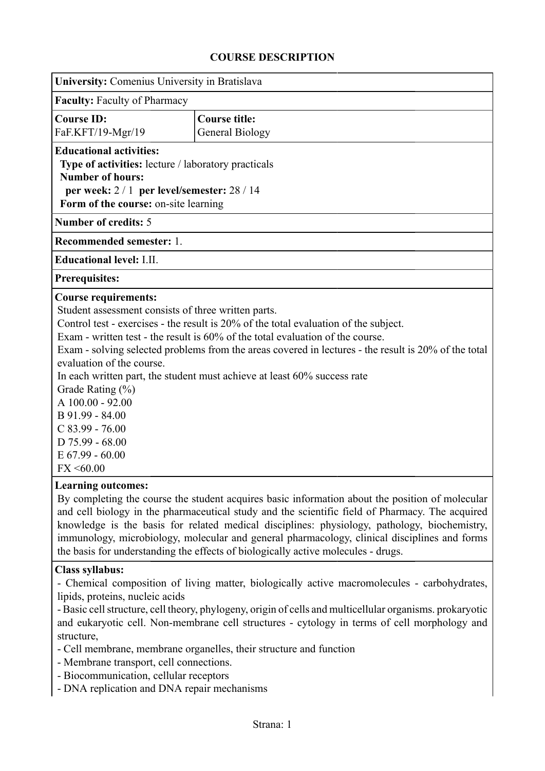# COURSE DESCRIPTION

**University:** Comenius University in Bratislava

**Faculty:** Faculty of Pharmacy

| **Course ID:** FaF.KFT/19-Mgr/19 | **Course title:** General Biology |
|---|---|

**Educational activities:**
**Type of activities:** lecture / laboratory practicals
**Number of hours:**
**per week:** 2 / 1 **per level/semester:** 28 / 14
**Form of the course:** on-site learning

**Number of credits:** 5

**Recommended semester:** 1.

**Educational level:** I.II.

**Prerequisites:**

**Course requirements:**

Student assessment consists of three written parts.
Control test - exercises - the result is 20% of the total evaluation of the subject.
Exam - written test - the result is 60% of the total evaluation of the course.
Exam - solving selected problems from the areas covered in lectures - the result is 20% of the total evaluation of the course.
In each written part, the student must achieve at least 60% success rate
Grade Rating (%)
A 100.00 - 92.00
B 91.99 - 84.00
C 83.99 - 76.00
D 75.99 - 68.00
E 67.99 - 60.00
FX <60.00

**Learning outcomes:**

By completing the course the student acquires basic information about the position of molecular and cell biology in the pharmaceutical study and the scientific field of Pharmacy. The acquired knowledge is the basis for related medical disciplines: physiology, pathology, biochemistry, immunology, microbiology, molecular and general pharmacology, clinical disciplines and forms the basis for understanding the effects of biologically active molecules - drugs.

**Class syllabus:**

- Chemical composition of living matter, biologically active macromolecules - carbohydrates, lipids, proteins, nucleic acids
- Basic cell structure, cell theory, phylogeny, origin of cells and multicellular organisms. prokaryotic and eukaryotic cell. Non-membrane cell structures - cytology in terms of cell morphology and structure,
- Cell membrane, membrane organelles, their structure and function
- Membrane transport, cell connections.
- Biocommunication, cellular receptors
- DNA replication and DNA repair mechanisms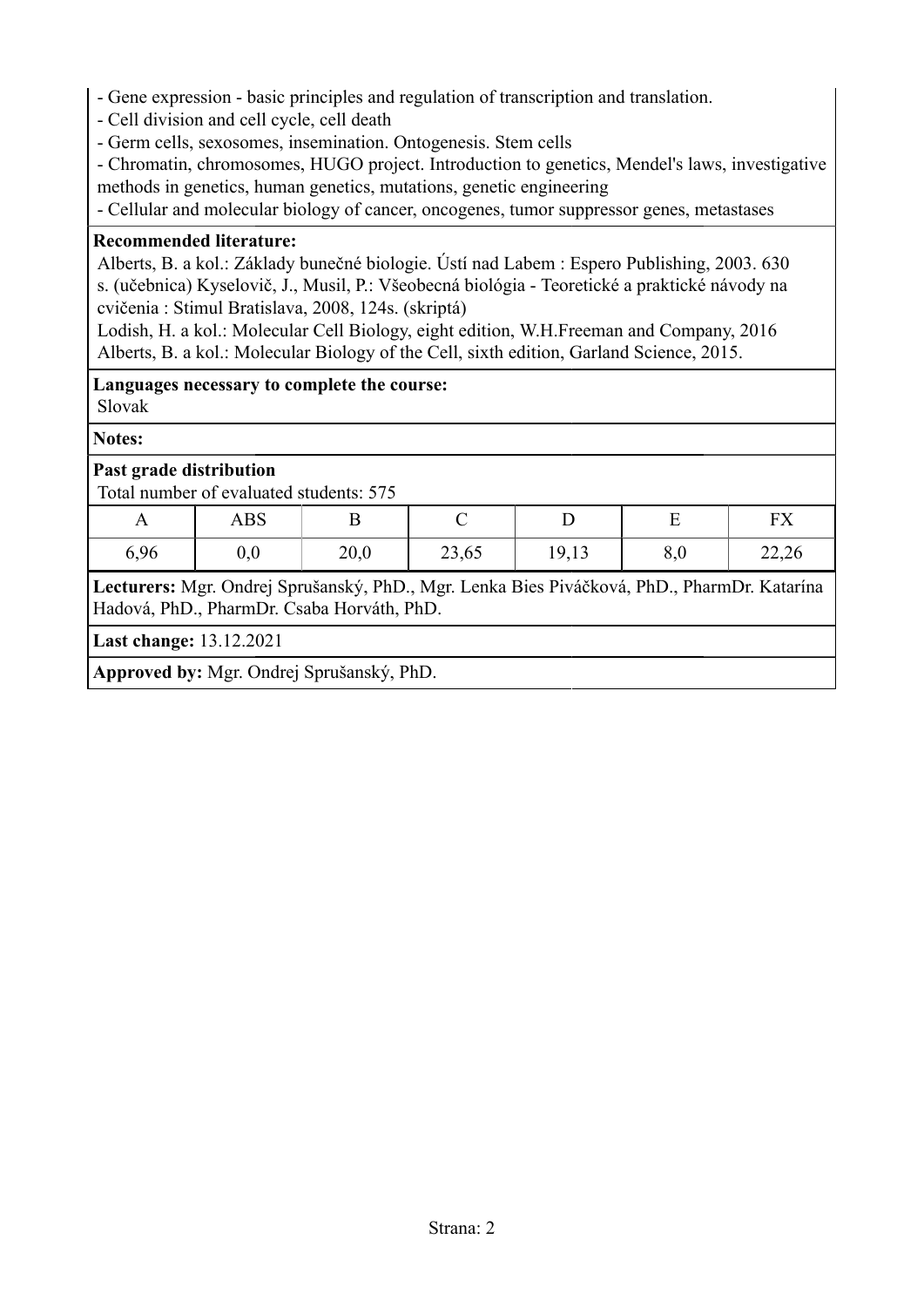- Gene expression - basic principles and regulation of transcription and translation.
- Cell division and cell cycle, cell death
- Germ cells, sexosomes, insemination. Ontogenesis. Stem cells
- Chromatin, chromosomes, HUGO project. Introduction to genetics, Mendel's laws, investigative methods in genetics, human genetics, mutations, genetic engineering
- Cellular and molecular biology of cancer, oncogenes, tumor suppressor genes, metastases

**Recommended literature:**

Alberts, B. a kol.: Základy bunečné biologie. Ústí nad Labem : Espero Publishing, 2003. 630 s. (učebnica) Kyselovič, J., Musil, P.: Všeobecná biológia - Teoretické a praktické návody na cvičenia : Stimul Bratislava, 2008, 124s. (skriptá)
Lodish, H. a kol.: Molecular Cell Biology, eight edition, W.H.Freeman and Company, 2016
Alberts, B. a kol.: Molecular Biology of the Cell, sixth edition, Garland Science, 2015.

**Languages necessary to complete the course:**
Slovak

**Notes:**

**Past grade distribution**
Total number of evaluated students: 575

| A | ABS | B | C | D | E | FX |
|---|---|---|---|---|---|---|
| 6,96 | 0,0 | 20,0 | 23,65 | 19,13 | 8,0 | 22,26 |

**Lecturers:** Mgr. Ondrej Sprušanský, PhD., Mgr. Lenka Bies Piváčková, PhD., PharmDr. Katarína Hadová, PhD., PharmDr. Csaba Horváth, PhD.

**Last change:** 13.12.2021

**Approved by:** Mgr. Ondrej Sprušanský, PhD.